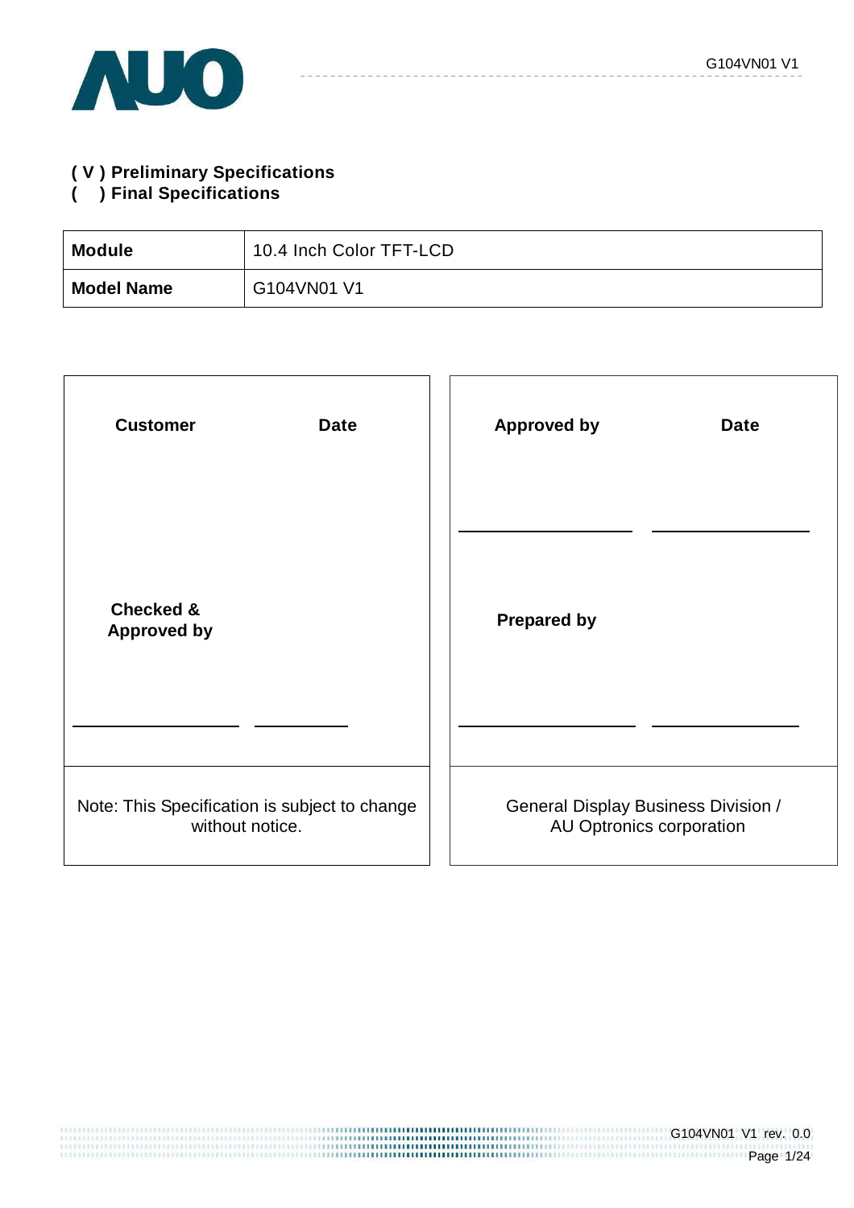( V ) **Preliminary Specifications**
(    ) **Final Specifications**

| **Module** | 10.4 Inch Color TFT-LCD |
|---|---|
| **Model Name** | G104VN01 V1 |

| **Customer** | **Date** | **Approved by** | **Date** |
|---|---|---|---|
| | | | |
| **Checked & Approved by** | | **Prepared by** | |
| | | | |
| Note: This Specification is subject to change without notice. | | General Display Business Division / AU Optronics corporation | |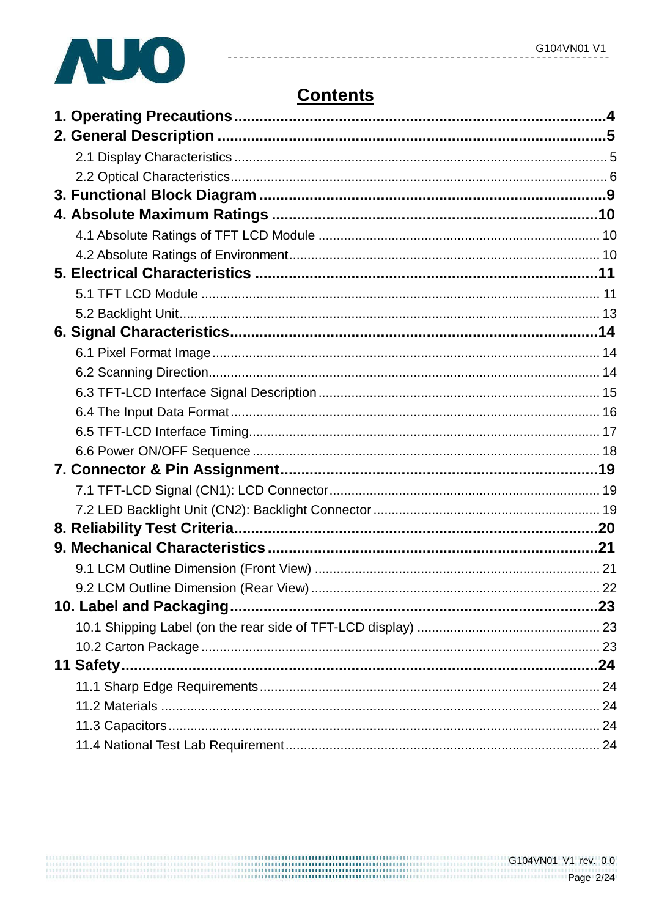# Contents

**1. Operating Precautions .......................................................................................4**

**2. General Description ...........................................................................................5**

2.1 Display Characteristics ..................................................................................... 5

2.2 Optical Characteristics...................................................................................... 6

**3. Functional Block Diagram .................................................................................9**

**4. Absolute Maximum Ratings ............................................................................10**

4.1 Absolute Ratings of TFT LCD Module ............................................................ 10

4.2 Absolute Ratings of Environment.................................................................... 10

**5. Electrical Characteristics ................................................................................11**

5.1 TFT LCD Module ............................................................................................ 11

5.2 Backlight Unit.................................................................................................. 13

**6. Signal Characteristics......................................................................................14**

6.1 Pixel Format Image......................................................................................... 14

6.2 Scanning Direction.......................................................................................... 14

6.3 TFT-LCD Interface Signal Description ............................................................ 15

6.4 The Input Data Format.................................................................................... 16

6.5 TFT-LCD Interface Timing............................................................................... 17

6.6 Power ON/OFF Sequence .............................................................................. 18

**7. Connector & Pin Assignment.........................................................................19**

7.1 TFT-LCD Signal (CN1): LCD Connector......................................................... 19

7.2 LED Backlight Unit (CN2): Backlight Connector ............................................. 19

**8. Reliability Test Criteria.....................................................................................20**

**9. Mechanical Characteristics ............................................................................21**

9.1 LCM Outline Dimension (Front View) ............................................................. 21

9.2 LCM Outline Dimension (Rear View) .............................................................. 22

**10. Label and Packaging......................................................................................23**

10.1 Shipping Label (on the rear side of TFT-LCD display) ................................. 23

10.2 Carton Package ............................................................................................ 23

**11 Safety.................................................................................................................24**

11.1 Sharp Edge Requirements............................................................................ 24

11.2 Materials ....................................................................................................... 24

11.3 Capacitors..................................................................................................... 24

11.4 National Test Lab Requirement..................................................................... 24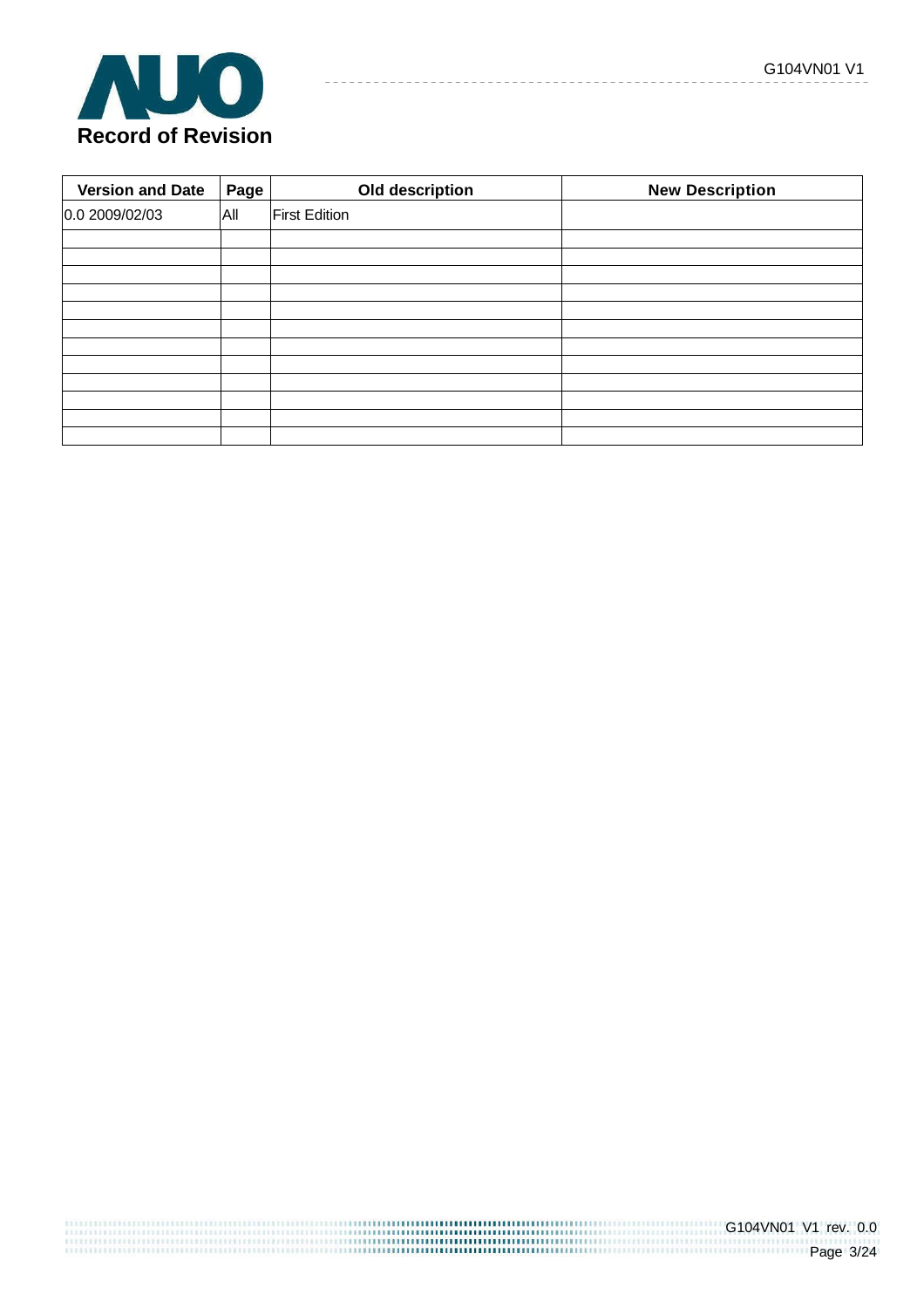# Record of Revision

| Version and Date | Page | Old description | New Description |
|---|---|---|---|
| 0.0 2009/02/03 | All | First Edition | |
| | | | |
| | | | |
| | | | |
| | | | |
| | | | |
| | | | |
| | | | |
| | | | |
| | | | |
| | | | |
| | | | |
| | | | |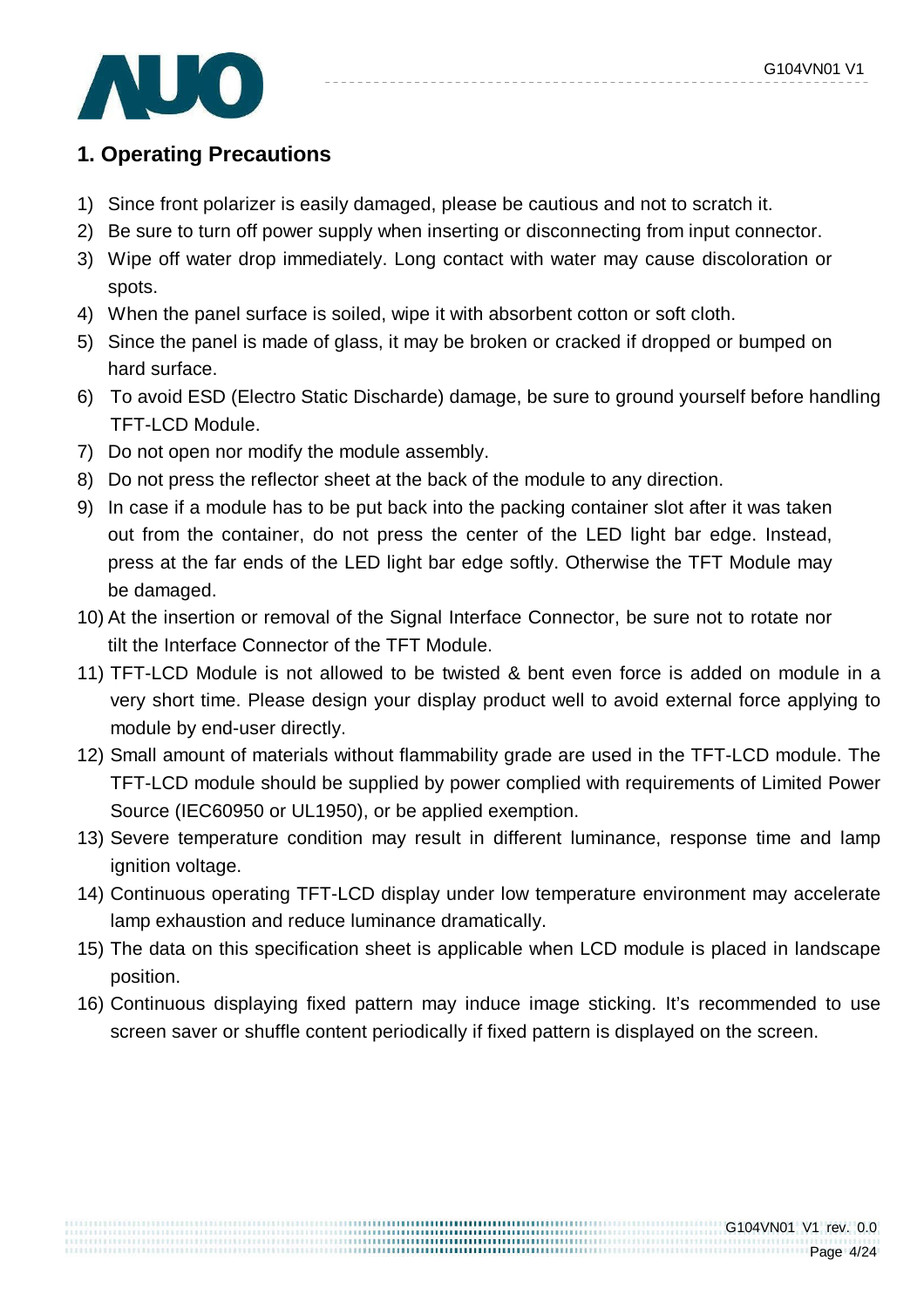## 1. Operating Precautions

1) Since front polarizer is easily damaged, please be cautious and not to scratch it.
2) Be sure to turn off power supply when inserting or disconnecting from input connector.
3) Wipe off water drop immediately. Long contact with water may cause discoloration or spots.
4) When the panel surface is soiled, wipe it with absorbent cotton or soft cloth.
5) Since the panel is made of glass, it may be broken or cracked if dropped or bumped on hard surface.
6) To avoid ESD (Electro Static Discharde) damage, be sure to ground yourself before handling TFT-LCD Module.
7) Do not open nor modify the module assembly.
8) Do not press the reflector sheet at the back of the module to any direction.
9) In case if a module has to be put back into the packing container slot after it was taken out from the container, do not press the center of the LED light bar edge. Instead, press at the far ends of the LED light bar edge softly. Otherwise the TFT Module may be damaged.
10) At the insertion or removal of the Signal Interface Connector, be sure not to rotate nor tilt the Interface Connector of the TFT Module.
11) TFT-LCD Module is not allowed to be twisted & bent even force is added on module in a very short time. Please design your display product well to avoid external force applying to module by end-user directly.
12) Small amount of materials without flammability grade are used in the TFT-LCD module. The TFT-LCD module should be supplied by power complied with requirements of Limited Power Source (IEC60950 or UL1950), or be applied exemption.
13) Severe temperature condition may result in different luminance, response time and lamp ignition voltage.
14) Continuous operating TFT-LCD display under low temperature environment may accelerate lamp exhaustion and reduce luminance dramatically.
15) The data on this specification sheet is applicable when LCD module is placed in landscape position.
16) Continuous displaying fixed pattern may induce image sticking. It's recommended to use screen saver or shuffle content periodically if fixed pattern is displayed on the screen.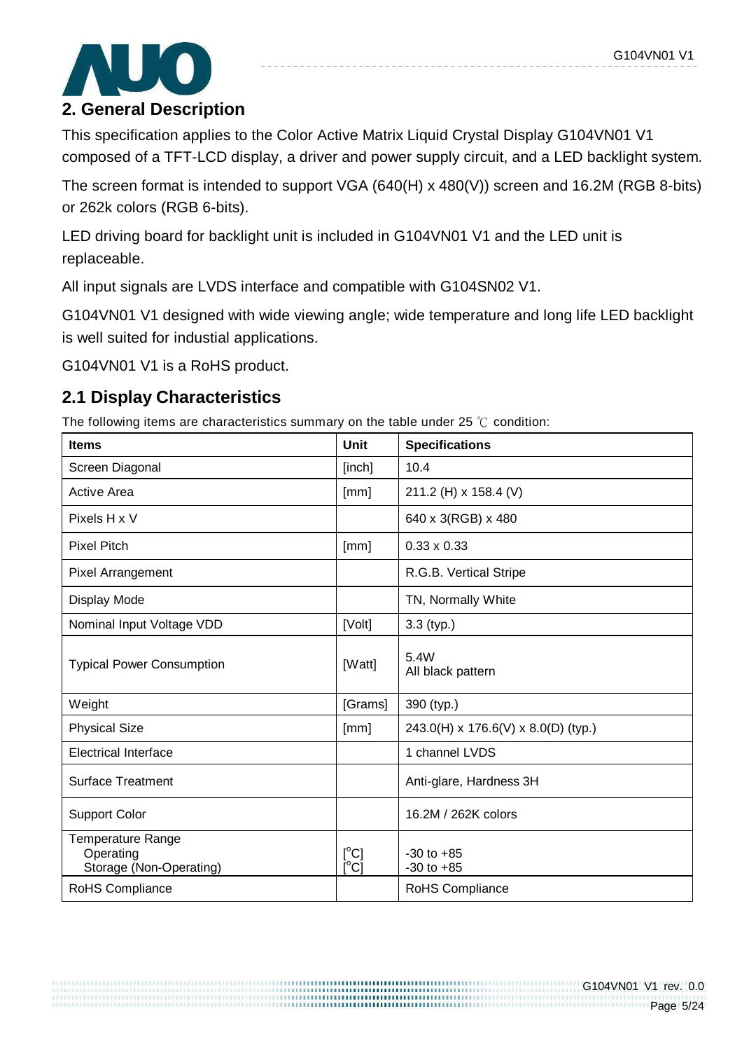## 2. General Description

This specification applies to the Color Active Matrix Liquid Crystal Display G104VN01 V1 composed of a TFT-LCD display, a driver and power supply circuit, and a LED backlight system.

The screen format is intended to support VGA (640(H) x 480(V)) screen and 16.2M (RGB 8-bits) or 262k colors (RGB 6-bits).

LED driving board for backlight unit is included in G104VN01 V1 and the LED unit is replaceable.

All input signals are LVDS interface and compatible with G104SN02 V1.

G104VN01 V1 designed with wide viewing angle; wide temperature and long life LED backlight is well suited for industial applications.

G104VN01 V1 is a RoHS product.

### 2.1 Display Characteristics

The following items are characteristics summary on the table under 25 ℃ condition:

| Items | Unit | Specifications |
|---|---|---|
| Screen Diagonal | [inch] | 10.4 |
| Active Area | [mm] | 211.2 (H) x 158.4 (V) |
| Pixels H x V | | 640 x 3(RGB) x 480 |
| Pixel Pitch | [mm] | 0.33 x 0.33 |
| Pixel Arrangement | | R.G.B. Vertical Stripe |
| Display Mode | | TN, Normally White |
| Nominal Input Voltage VDD | [Volt] | 3.3 (typ.) |
| Typical Power Consumption | [Watt] | 5.4W<br>All black pattern |
| Weight | [Grams] | 390 (typ.) |
| Physical Size | [mm] | 243.0(H) x 176.6(V) x 8.0(D) (typ.) |
| Electrical Interface | | 1 channel LVDS |
| Surface Treatment | | Anti-glare, Hardness 3H |
| Support Color | | 16.2M / 262K colors |
| Temperature Range<br>Operating<br>Storage (Non-Operating) | <br>[$^o$C]<br>[$^o$C] | <br>-30 to +85<br>-30 to +85 |
| RoHS Compliance | | RoHS Compliance |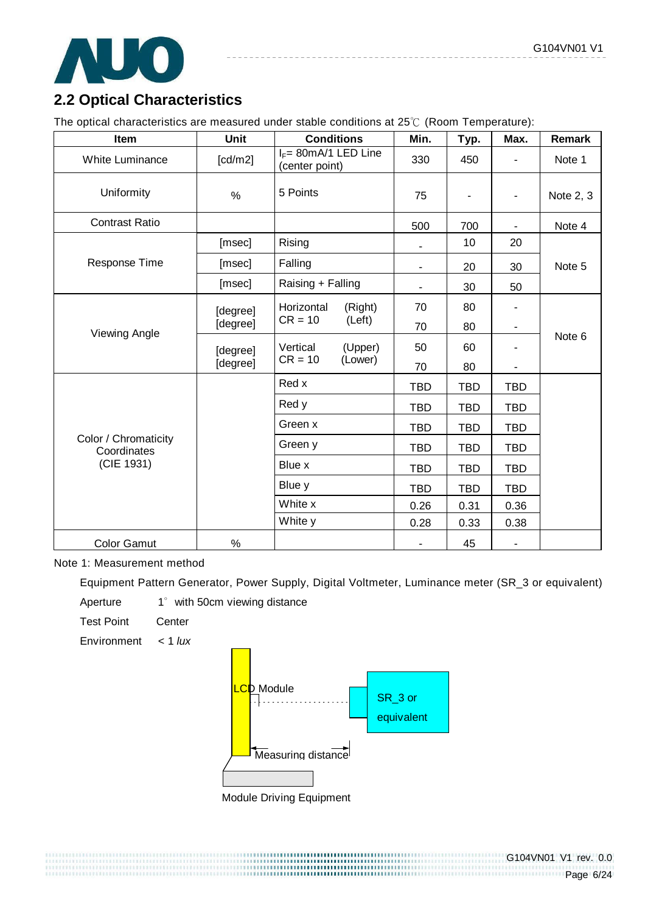## 2.2 Optical Characteristics

The optical characteristics are measured under stable conditions at 25℃ (Room Temperature):

| Item | Unit | Conditions | Min. | Typ. | Max. | Remark |
|---|---|---|---|---|---|---|
| White Luminance | [cd/m2] | $I_F$= 80mA/1 LED Line (center point) | 330 | 450 | - | Note 1 |
| Uniformity | % | 5 Points | 75 | - | - | Note 2, 3 |
| Contrast Ratio | | | 500 | 700 | - | Note 4 |
| Response Time | [msec] | Rising | - | 10 | 20 | Note 5 |
| | [msec] | Falling | - | 20 | 30 | |
| | [msec] | Raising + Falling | - | 30 | 50 | |
| Viewing Angle | [degree] | Horizontal CR = 10 (Right) | 70 | 80 | - | Note 6 |
| | [degree] | (Left) | 70 | 80 | - | |
| | [degree] | Vertical CR = 10 (Upper) | 50 | 60 | - | |
| | [degree] | (Lower) | 70 | 80 | - | |
| Color / Chromaticity Coordinates (CIE 1931) | | Red x | TBD | TBD | TBD | |
| | | Red y | TBD | TBD | TBD | |
| | | Green x | TBD | TBD | TBD | |
| | | Green y | TBD | TBD | TBD | |
| | | Blue x | TBD | TBD | TBD | |
| | | Blue y | TBD | TBD | TBD | |
| | | White x | 0.26 | 0.31 | 0.36 | |
| | | White y | 0.28 | 0.33 | 0.38 | |
| Color Gamut | % | | - | 45 | - | |

Note 1: Measurement method

Equipment Pattern Generator, Power Supply, Digital Voltmeter, Luminance meter (SR_3 or equivalent)

Aperture 1° with 50cm viewing distance

Test Point Center

Environment < 1 *lux*

LCD Module

SR_3 or equivalent

Measuring distance

Module Driving Equipment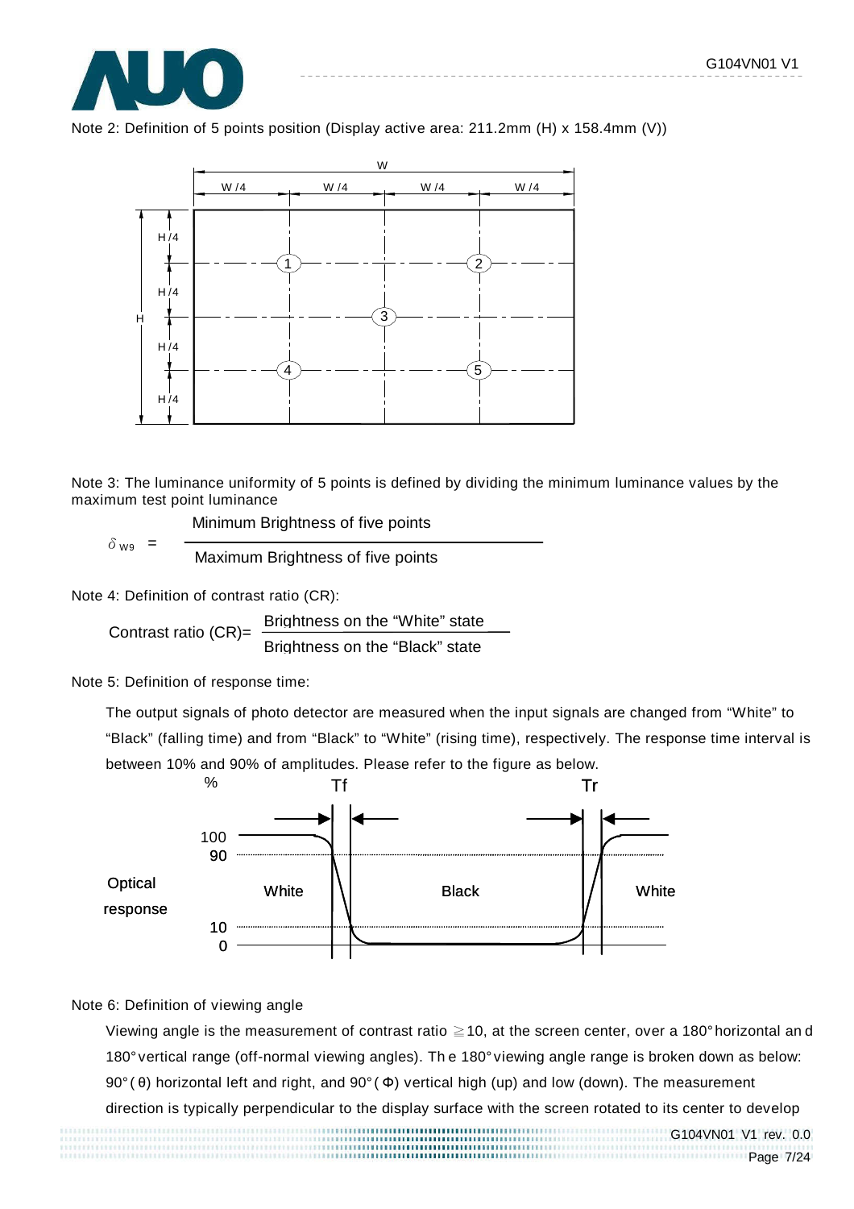Note 2: Definition of 5 points position (Display active area: 211.2mm (H) x 158.4mm (V))

Note 3: The luminance uniformity of 5 points is defined by dividing the minimum luminance values by the maximum test point luminance

$$\delta_{W9} = \frac{\text{Minimum Brightness of five points}}{\text{Maximum Brightness of five points}}$$

Note 4: Definition of contrast ratio (CR):

$$\text{Contrast ratio (CR)} = \frac{\text{Brightness on the "White" state}}{\text{Brightness on the "Black" state}}$$

Note 5: Definition of response time:

The output signals of photo detector are measured when the input signals are changed from "White" to "Black" (falling time) and from "Black" to "White" (rising time), respectively. The response time interval is between 10% and 90% of amplitudes. Please refer to the figure as below.

Note 6: Definition of viewing angle

Viewing angle is the measurement of contrast ratio ≧10, at the screen center, over a 180° horizontal and 180° vertical range (off-normal viewing angles). The 180° viewing angle range is broken down as below: 90° (θ) horizontal left and right, and 90° (Φ) vertical high (up) and low (down). The measurement direction is typically perpendicular to the display surface with the screen rotated to its center to develop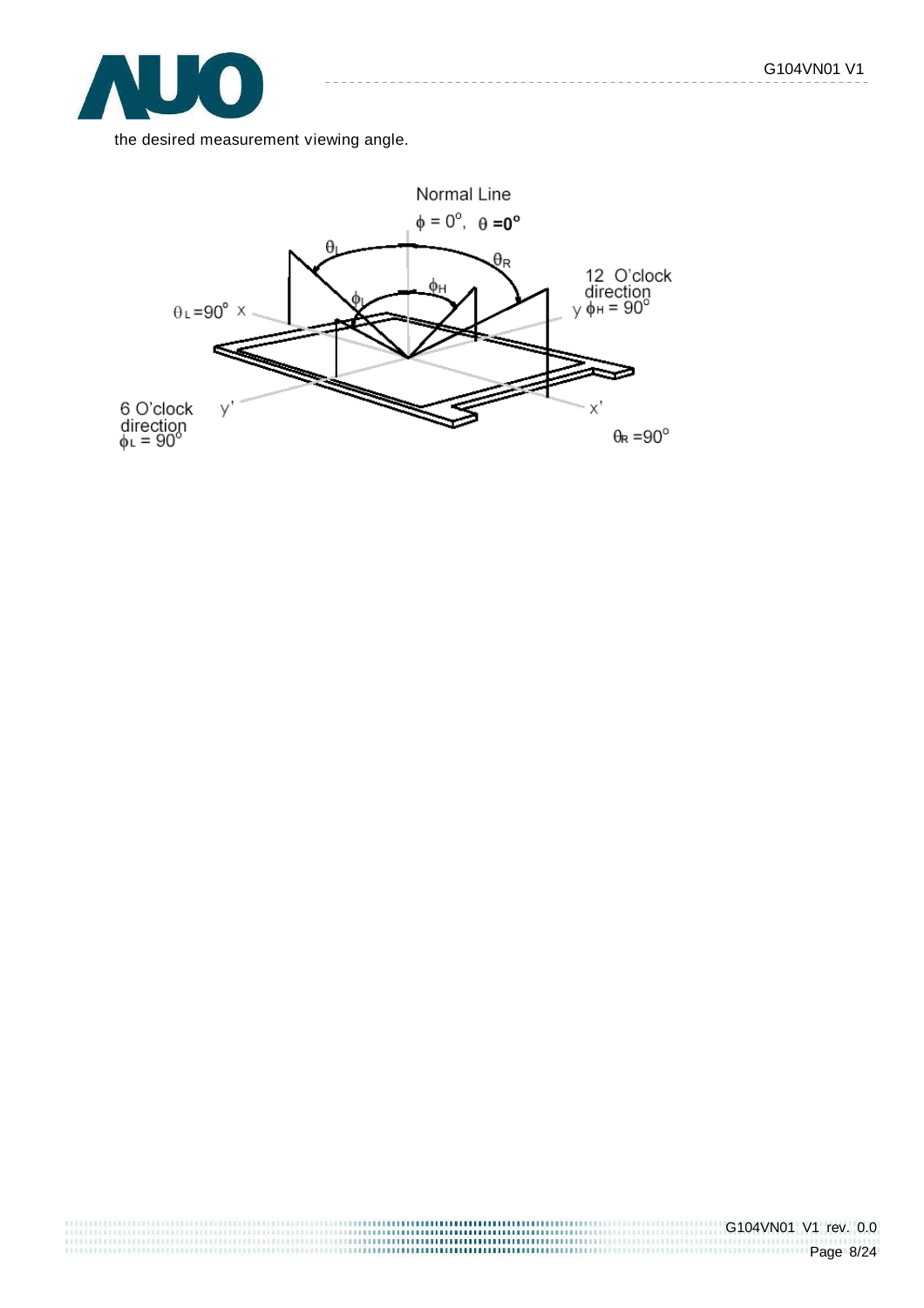the desired measurement viewing angle.

Normal Line

$\phi = 0^{o}$, $\theta = 0^{o}$

$\theta_L$ $\theta_R$ $\phi_L$ $\phi_H$

$\theta_L = 90^{o}$ x

12 O'clock direction y $\phi_H = 90^{o}$

6 O'clock direction $\phi_L = 90^{o}$ y'

x'

$\theta_R = 90^{o}$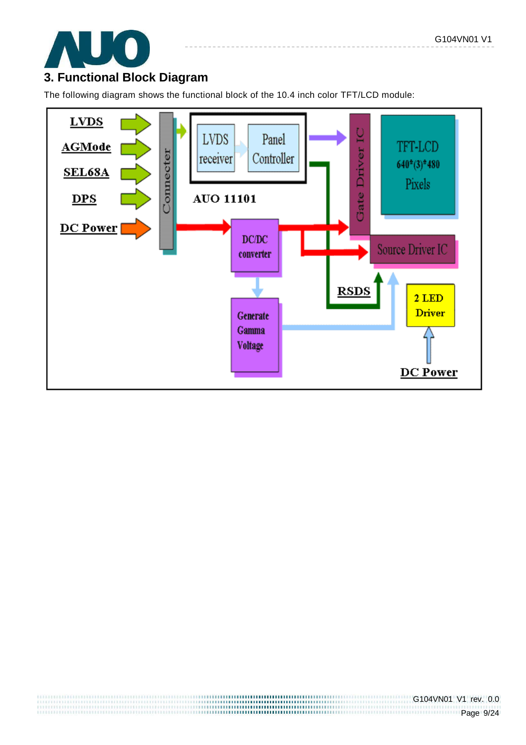## 3. Functional Block Diagram

The following diagram shows the functional block of the 10.4 inch color TFT/LCD module:

LVDS

AGMode

SEL68A

DPS

DC Power

Connecter

LVDS receiver

Panel Controller

AUO 11101

DC/DC converter

Generate Gamma Voltage

Gate Driver IC

TFT-LCD 640*(3)*480 Pixels

Source Driver IC

RSDS

2 LED Driver

DC Power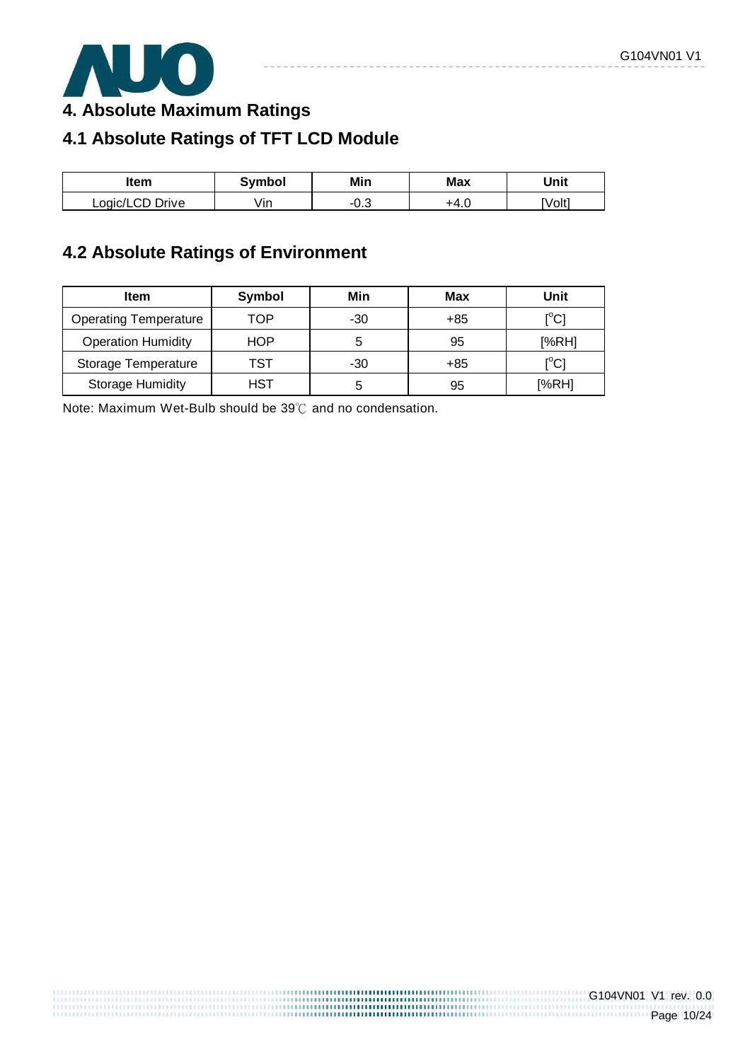# 4. Absolute Maximum Ratings

## 4.1 Absolute Ratings of TFT LCD Module

| Item | Symbol | Min | Max | Unit |
|---|---|---|---|---|
| Logic/LCD Drive | Vin | -0.3 | +4.0 | [Volt] |

## 4.2 Absolute Ratings of Environment

| Item | Symbol | Min | Max | Unit |
|---|---|---|---|---|
| Operating Temperature | TOP | -30 | +85 | [°C] |
| Operation Humidity | HOP | 5 | 95 | [%RH] |
| Storage Temperature | TST | -30 | +85 | [°C] |
| Storage Humidity | HST | 5 | 95 | [%RH] |

Note: Maximum Wet-Bulb should be 39℃ and no condensation.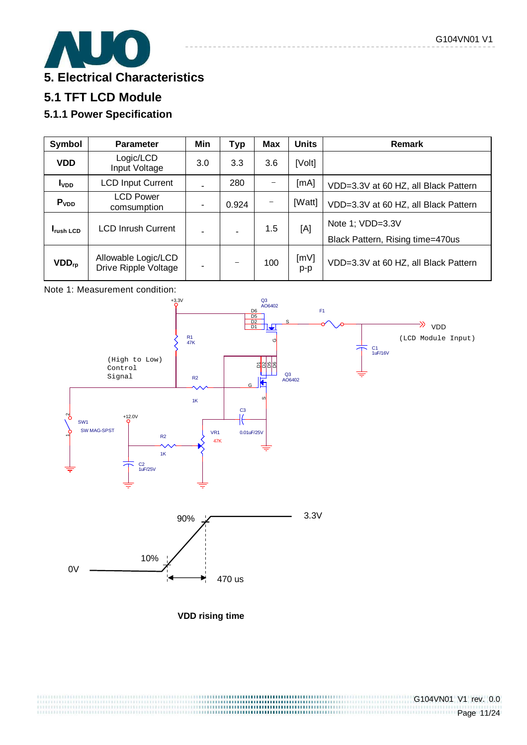# 5. Electrical Characteristics

## 5.1 TFT LCD Module

### 5.1.1 Power Specification

| Symbol | Parameter | Min | Typ | Max | Units | Remark |
|---|---|---|---|---|---|---|
| VDD | Logic/LCD Input Voltage | 3.0 | 3.3 | 3.6 | [Volt] | |
| $I_{VDD}$ | LCD Input Current | - | 280 | – | [mA] | VDD=3.3V at 60 HZ, all Black Pattern |
| $P_{VDD}$ | LCD Power comsumption | - | 0.924 | – | [Watt] | VDD=3.3V at 60 HZ, all Black Pattern |
| $I_{rush\ LCD}$ | LCD Inrush Current | - | - | 1.5 | [A] | Note 1; VDD=3.3V Black Pattern, Rising time=470us |
| $VDD_{rp}$ | Allowable Logic/LCD Drive Ripple Voltage | - | – | 100 | [mV] p-p | VDD=3.3V at 60 HZ, all Black Pattern |

Note 1: Measurement condition:

**VDD rising time**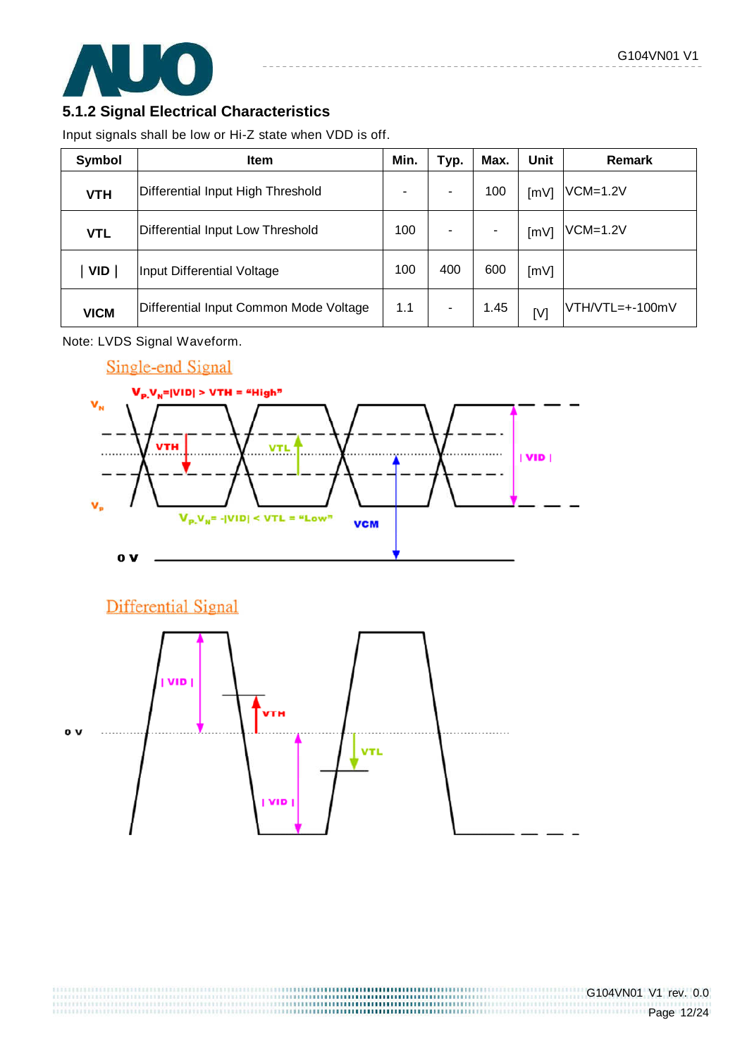### 5.1.2 Signal Electrical Characteristics

Input signals shall be low or Hi-Z state when VDD is off.

| Symbol | Item | Min. | Typ. | Max. | Unit | Remark |
|---|---|---|---|---|---|---|
| **VTH** | Differential Input High Threshold | - | - | 100 | [mV] | VCM=1.2V |
| **VTL** | Differential Input Low Threshold | 100 | - | - | [mV] | VCM=1.2V |
| **\| VID \|** | Input Differential Voltage | 100 | 400 | 600 | [mV] | |
| **VICM** | Differential Input Common Mode Voltage | 1.1 | - | 1.45 | [V] | VTH/VTL=+-100mV |

Note: LVDS Signal Waveform.

Single-end Signal

$V_N$

$V_P$

$V_P - V_N = |VID| > VTH = $ "High"

$V_P - V_N = -|VID| < VTL = $ "Low"

VTH

VTL

| VID |

VCM

0 V

Differential Signal

| VID |

VTH

0 V

VTL

| VID |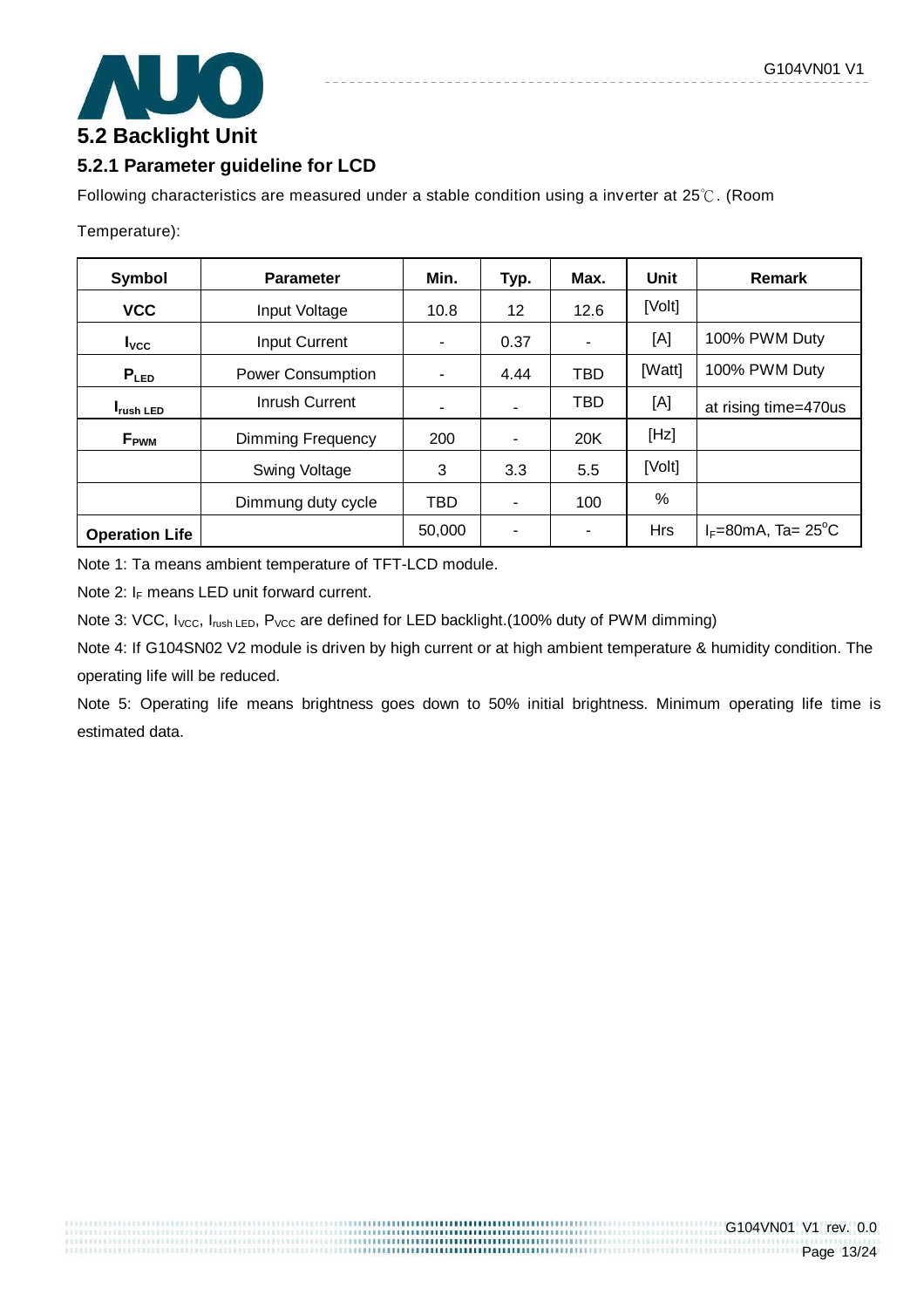## 5.2 Backlight Unit

### 5.2.1 Parameter guideline for LCD

Following characteristics are measured under a stable condition using a inverter at 25℃. (Room Temperature):

| Symbol | Parameter | Min. | Typ. | Max. | Unit | Remark |
|---|---|---|---|---|---|---|
| **VCC** | Input Voltage | 10.8 | 12 | 12.6 | [Volt] | |
| $I_{VCC}$ | Input Current | - | 0.37 | - | [A] | 100% PWM Duty |
| $P_{LED}$ | Power Consumption | - | 4.44 | TBD | [Watt] | 100% PWM Duty |
| $I_{rush\ LED}$ | Inrush Current | - | - | TBD | [A] | at rising time=470us |
| $F_{PWM}$ | Dimming Frequency | 200 | - | 20K | [Hz] | |
| | Swing Voltage | 3 | 3.3 | 5.5 | [Volt] | |
| | Dimmung duty cycle | TBD | - | 100 | % | |
| **Operation Life** | | 50,000 | - | - | Hrs | $I_F$=80mA, Ta= 25°C |

Note 1: Ta means ambient temperature of TFT-LCD module.

Note 2: $I_F$ means LED unit forward current.

Note 3: VCC, $I_{VCC}$, $I_{rush\ LED}$, $P_{VCC}$ are defined for LED backlight.(100% duty of PWM dimming)

Note 4: If G104SN02 V2 module is driven by high current or at high ambient temperature & humidity condition. The operating life will be reduced.

Note 5: Operating life means brightness goes down to 50% initial brightness. Minimum operating life time is estimated data.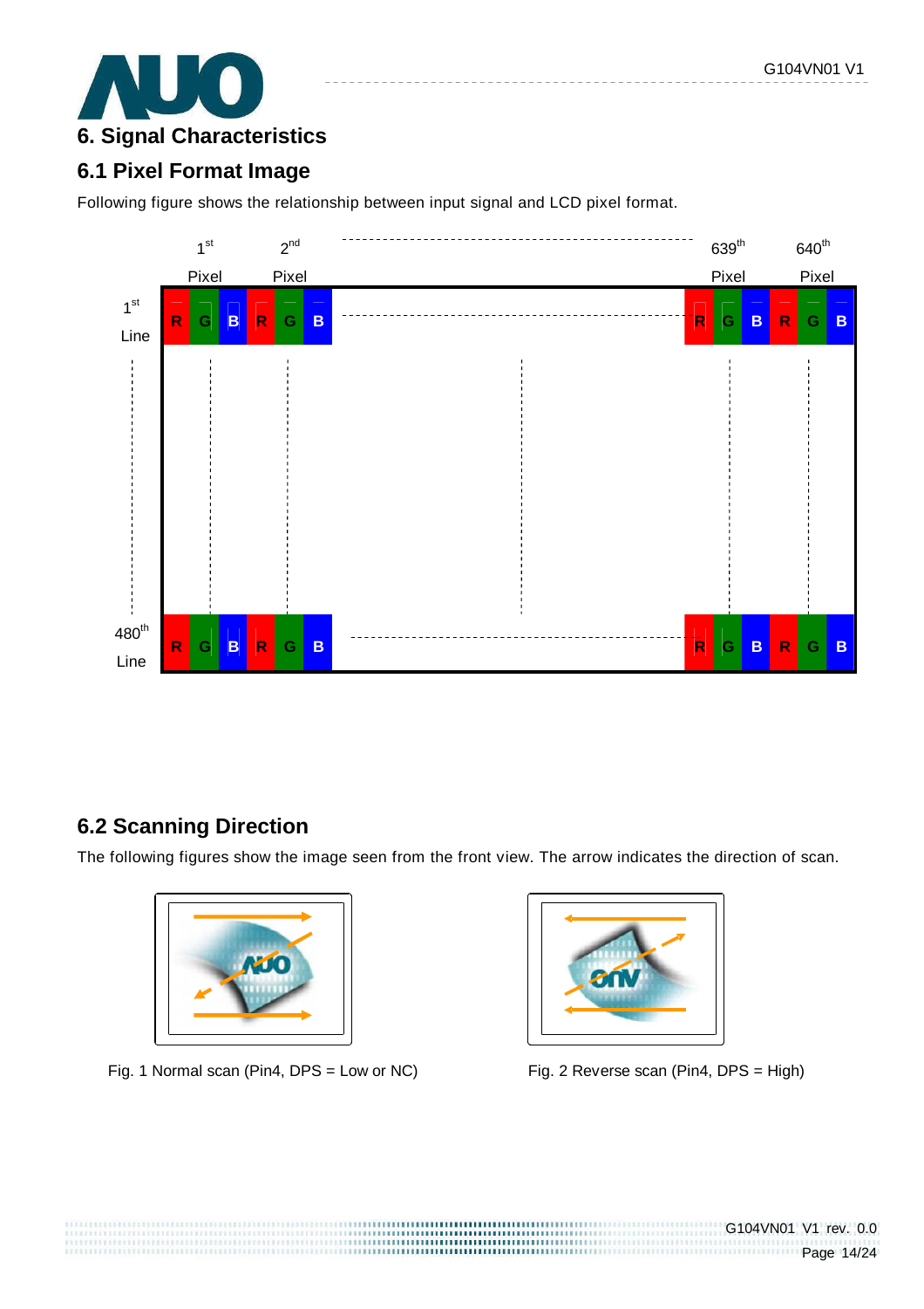# 6. Signal Characteristics

## 6.1 Pixel Format Image

Following figure shows the relationship between input signal and LCD pixel format.

|  | 1st Pixel | | | 2nd Pixel | | | ... | 639th Pixel | | | 640th Pixel | | |
|---|---|---|---|---|---|---|---|---|---|---|---|---|---|
| 1st Line | R | G | B | R | G | B | ... | R | G | B | R | G | B |
| ... | | | | | | | | | | | | | |
| 480th Line | R | G | B | R | G | B | ... | R | G | B | R | G | B |

## 6.2 Scanning Direction

The following figures show the image seen from the front view. The arrow indicates the direction of scan.

Fig. 1 Normal scan (Pin4, DPS = Low or NC)

Fig. 2 Reverse scan (Pin4, DPS = High)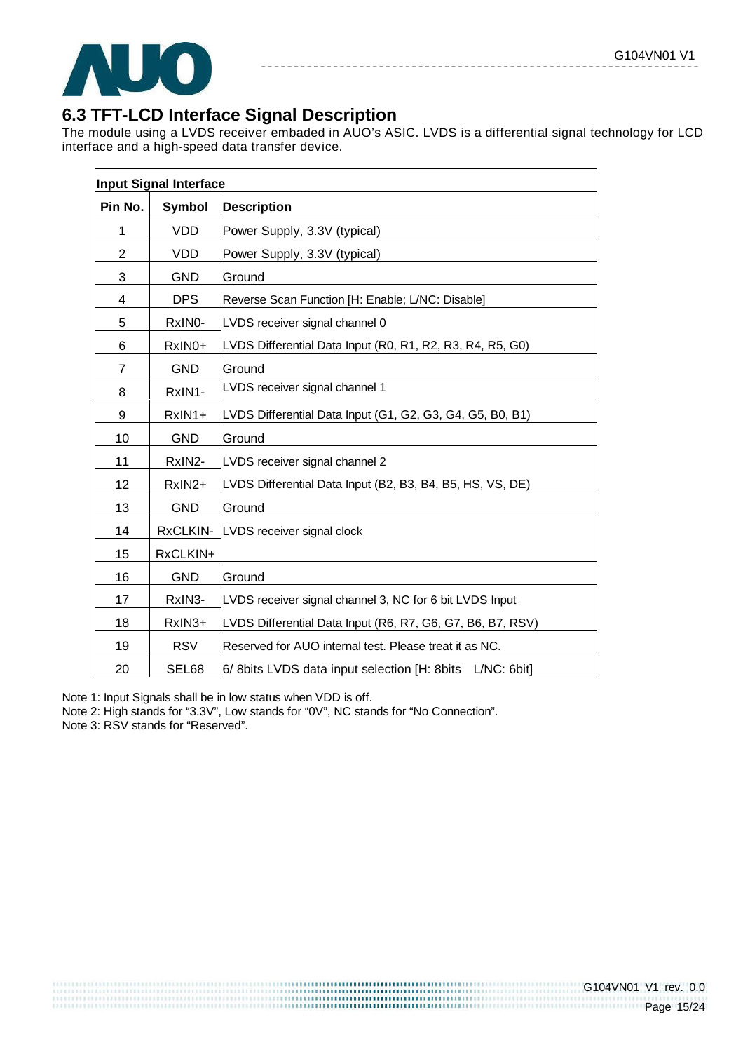## 6.3 TFT-LCD Interface Signal Description

The module using a LVDS receiver embaded in AUO's ASIC. LVDS is a differential signal technology for LCD interface and a high-speed data transfer device.

| **Input Signal Interface** | | |
|---|---|---|
| **Pin No.** | **Symbol** | **Description** |
| 1 | VDD | Power Supply, 3.3V (typical) |
| 2 | VDD | Power Supply, 3.3V (typical) |
| 3 | GND | Ground |
| 4 | DPS | Reverse Scan Function [H: Enable; L/NC: Disable] |
| 5 | RxIN0- | LVDS receiver signal channel 0 |
| 6 | RxIN0+ | LVDS Differential Data Input (R0, R1, R2, R3, R4, R5, G0) |
| 7 | GND | Ground |
| 8 | RxIN1- | LVDS receiver signal channel 1 |
| 9 | RxIN1+ | LVDS Differential Data Input (G1, G2, G3, G4, G5, B0, B1) |
| 10 | GND | Ground |
| 11 | RxIN2- | LVDS receiver signal channel 2 |
| 12 | RxIN2+ | LVDS Differential Data Input (B2, B3, B4, B5, HS, VS, DE) |
| 13 | GND | Ground |
| 14 | RxCLKIN- | LVDS receiver signal clock |
| 15 | RxCLKIN+ | |
| 16 | GND | Ground |
| 17 | RxIN3- | LVDS receiver signal channel 3, NC for 6 bit LVDS Input |
| 18 | RxIN3+ | LVDS Differential Data Input (R6, R7, G6, G7, B6, B7, RSV) |
| 19 | RSV | Reserved for AUO internal test. Please treat it as NC. |
| 20 | SEL68 | 6/ 8bits LVDS data input selection [H: 8bits L/NC: 6bit] |

Note 1: Input Signals shall be in low status when VDD is off.
Note 2: High stands for "3.3V", Low stands for "0V", NC stands for "No Connection".
Note 3: RSV stands for "Reserved".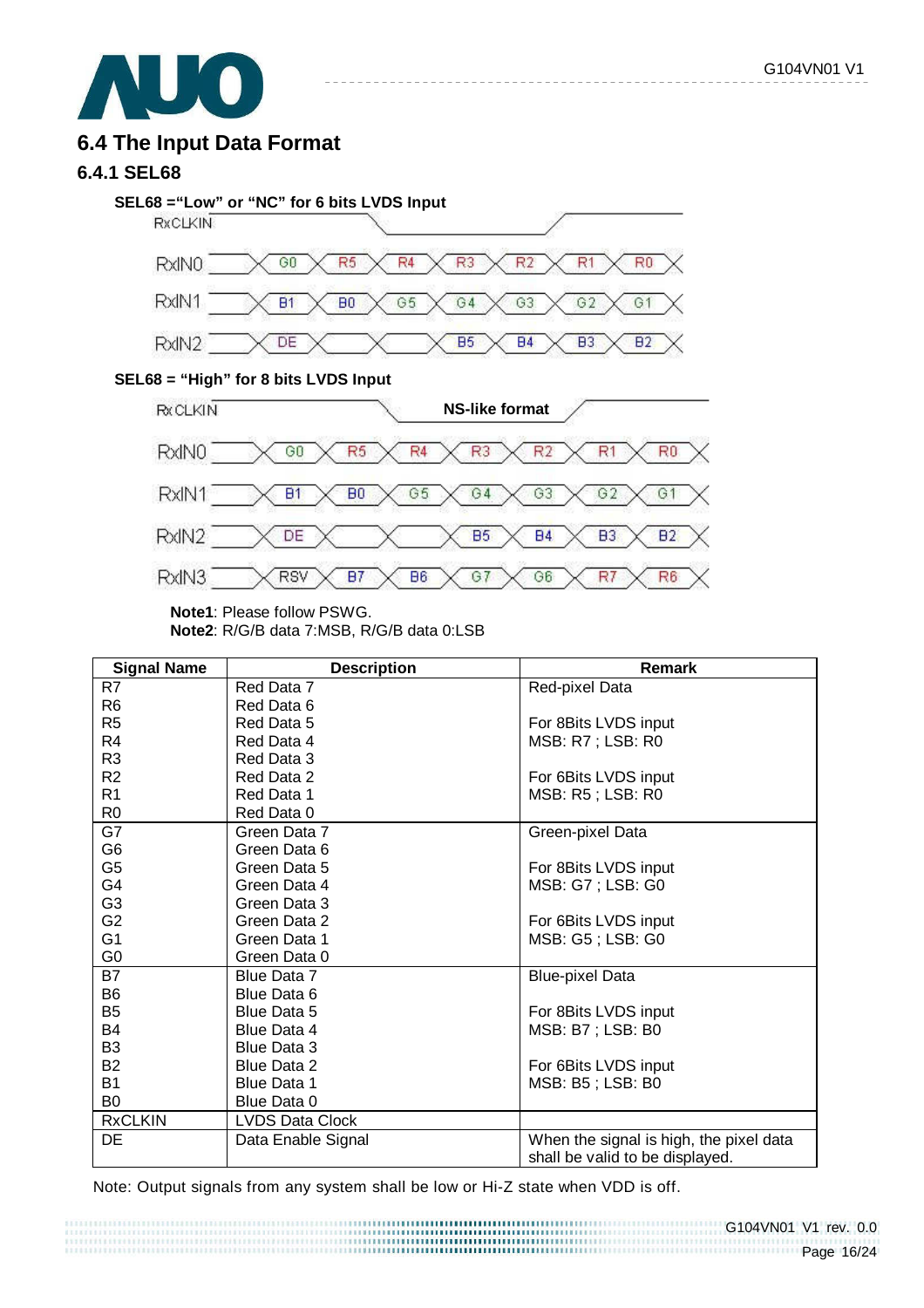## 6.4 The Input Data Format

### 6.4.1 SEL68

**SEL68 ="Low" or "NC" for 6 bits LVDS Input**

| RxCLKIN | | | | | | | |
|---|---|---|---|---|---|---|---|
| RxIN0 | G0 | R5 | R4 | R3 | R2 | R1 | R0 |
| RxIN1 | B1 | B0 | G5 | G4 | G3 | G2 | G1 |
| RxIN2 | DE | | | B5 | B4 | B3 | B2 |

**SEL68 = "High" for 8 bits LVDS Input**

NS-like format

| RxCLKIN | | | | | | | |
|---|---|---|---|---|---|---|---|
| RxIN0 | G0 | R5 | R4 | R3 | R2 | R1 | R0 |
| RxIN1 | B1 | B0 | G5 | G4 | G3 | G2 | G1 |
| RxIN2 | DE | | | B5 | B4 | B3 | B2 |
| RxIN3 | RSV | B7 | B6 | G7 | G6 | R7 | R6 |

**Note1**: Please follow PSWG.
**Note2**: R/G/B data 7:MSB, R/G/B data 0:LSB

| Signal Name | Description | Remark |
|---|---|---|
| R7<br>R6<br>R5<br>R4<br>R3<br>R2<br>R1<br>R0 | Red Data 7<br>Red Data 6<br>Red Data 5<br>Red Data 4<br>Red Data 3<br>Red Data 2<br>Red Data 1<br>Red Data 0 | Red-pixel Data<br><br>For 8Bits LVDS input<br>MSB: R7 ; LSB: R0<br><br>For 6Bits LVDS input<br>MSB: R5 ; LSB: R0 |
| G7<br>G6<br>G5<br>G4<br>G3<br>G2<br>G1<br>G0 | Green Data 7<br>Green Data 6<br>Green Data 5<br>Green Data 4<br>Green Data 3<br>Green Data 2<br>Green Data 1<br>Green Data 0 | Green-pixel Data<br><br>For 8Bits LVDS input<br>MSB: G7 ; LSB: G0<br><br>For 6Bits LVDS input<br>MSB: G5 ; LSB: G0 |
| B7<br>B6<br>B5<br>B4<br>B3<br>B2<br>B1<br>B0 | Blue Data 7<br>Blue Data 6<br>Blue Data 5<br>Blue Data 4<br>Blue Data 3<br>Blue Data 2<br>Blue Data 1<br>Blue Data 0 | Blue-pixel Data<br><br>For 8Bits LVDS input<br>MSB: B7 ; LSB: B0<br><br>For 6Bits LVDS input<br>MSB: B5 ; LSB: B0 |
| RxCLKIN | LVDS Data Clock | |
| DE | Data Enable Signal | When the signal is high, the pixel data shall be valid to be displayed. |

Note: Output signals from any system shall be low or Hi-Z state when VDD is off.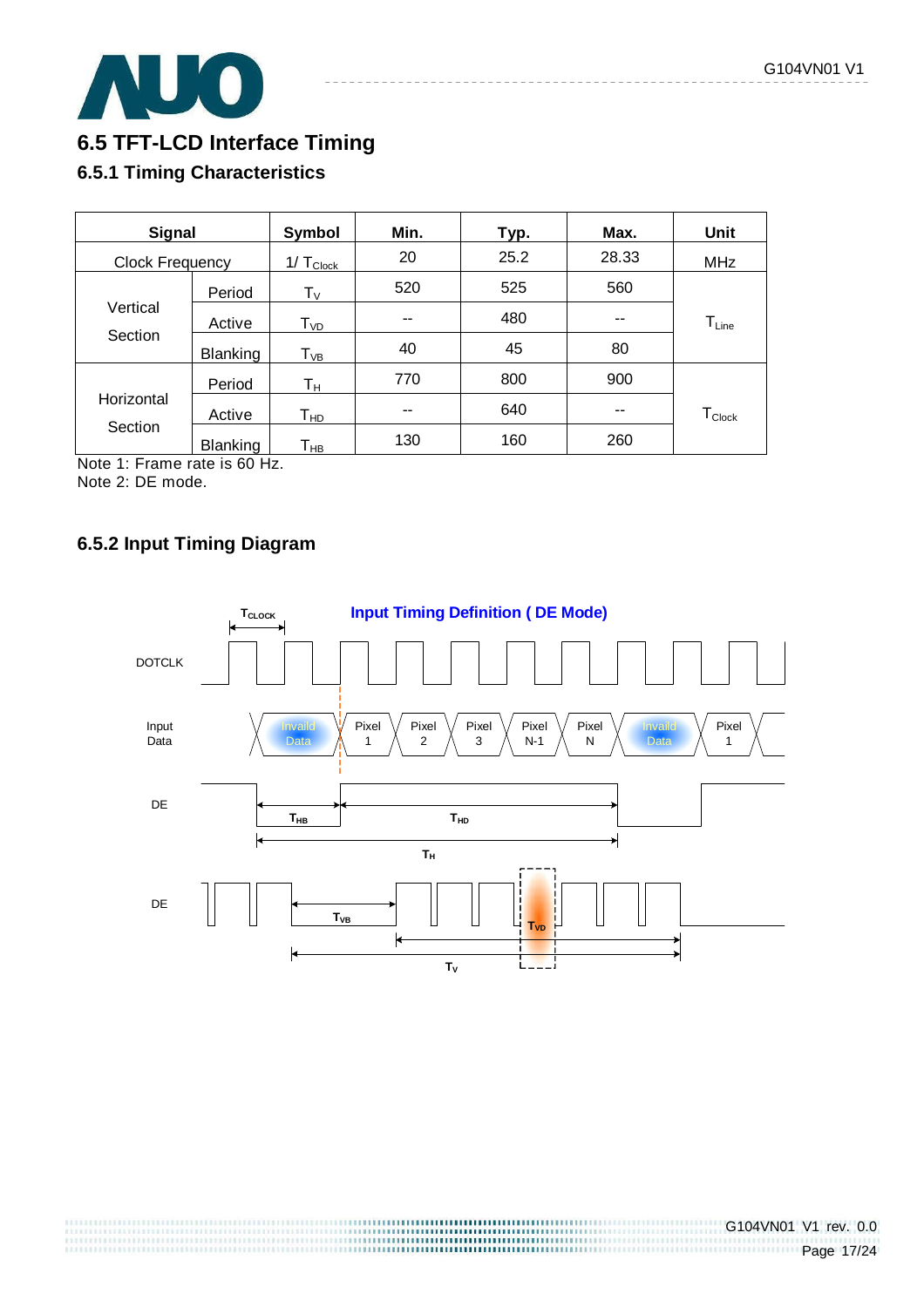## 6.5 TFT-LCD Interface Timing

### 6.5.1 Timing Characteristics

| Signal | | Symbol | Min. | Typ. | Max. | Unit |
|---|---|---|---|---|---|---|
| Clock Frequency | | $1/ T_{Clock}$ | 20 | 25.2 | 28.33 | MHz |
| Vertical Section | Period | $T_V$ | 520 | 525 | 560 | $T_{Line}$ |
| | Active | $T_{VD}$ | -- | 480 | -- | |
| | Blanking | $T_{VB}$ | 40 | 45 | 80 | |
| Horizontal Section | Period | $T_H$ | 770 | 800 | 900 | $T_{Clock}$ |
| | Active | $T_{HD}$ | -- | 640 | -- | |
| | Blanking | $T_{HB}$ | 130 | 160 | 260 | |

Note 1: Frame rate is 60 Hz.
Note 2: DE mode.

### 6.5.2 Input Timing Diagram

**Input Timing Definition ( DE Mode)**

DOTCLK — $T_{CLOCK}$

Input Data: Invaild Data | Pixel 1 | Pixel 2 | Pixel 3 | Pixel N-1 | Pixel N | Invaild Data | Pixel 1

DE: $T_{HB}$, $T_{HD}$, $T_H$

DE: $T_{VB}$, $T_{VD}$, $T_V$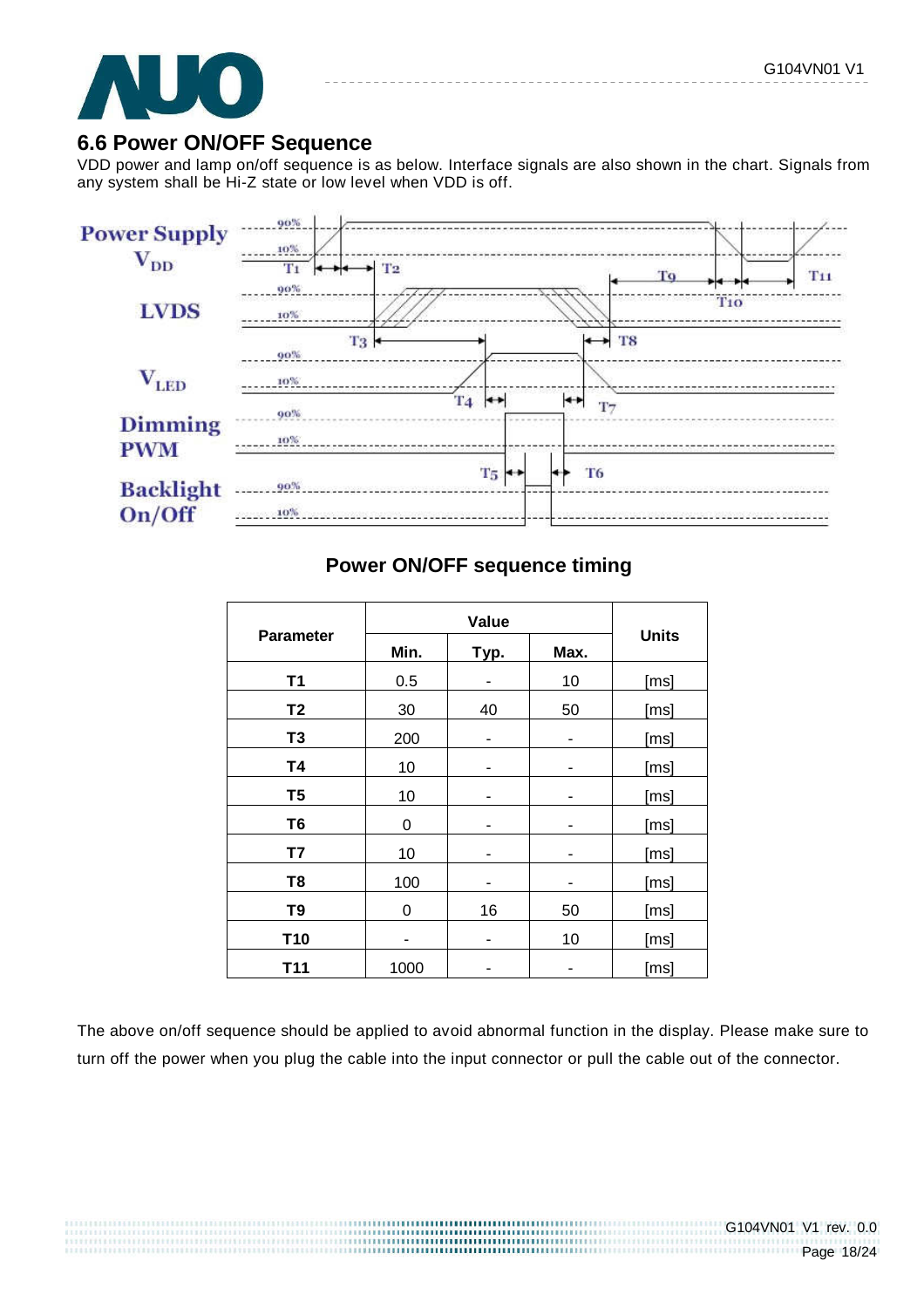## 6.6 Power ON/OFF Sequence

VDD power and lamp on/off sequence is as below. Interface signals are also shown in the chart. Signals from any system shall be Hi-Z state or low level when VDD is off.

**Power ON/OFF sequence timing**

| Parameter | Value | | | Units |
|---|---|---|---|---|
| | Min. | Typ. | Max. | |
| T1 | 0.5 | - | 10 | [ms] |
| T2 | 30 | 40 | 50 | [ms] |
| T3 | 200 | - | - | [ms] |
| T4 | 10 | - | - | [ms] |
| T5 | 10 | - | - | [ms] |
| T6 | 0 | - | - | [ms] |
| T7 | 10 | - | - | [ms] |
| T8 | 100 | - | - | [ms] |
| T9 | 0 | 16 | 50 | [ms] |
| T10 | - | - | 10 | [ms] |
| T11 | 1000 | - | - | [ms] |

The above on/off sequence should be applied to avoid abnormal function in the display. Please make sure to turn off the power when you plug the cable into the input connector or pull the cable out of the connector.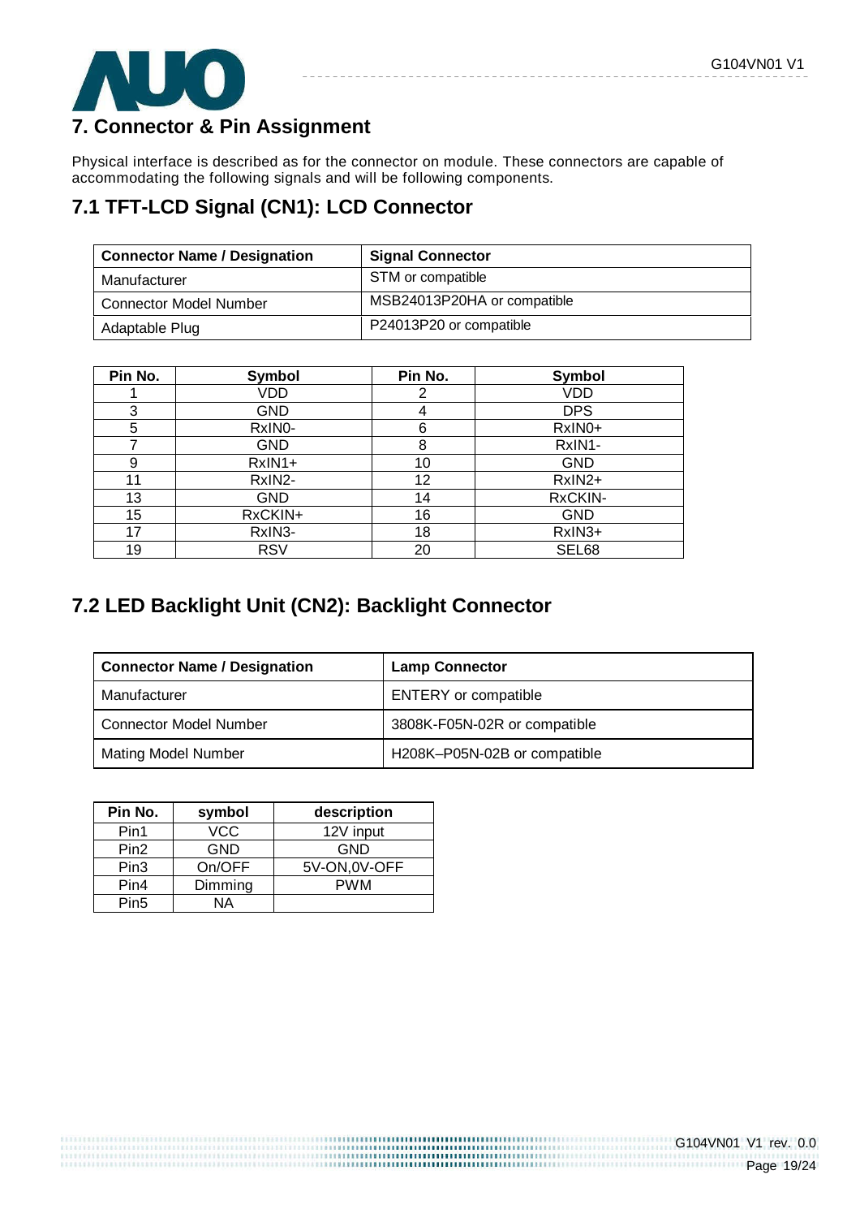# 7. Connector & Pin Assignment

Physical interface is described as for the connector on module. These connectors are capable of accommodating the following signals and will be following components.

## 7.1 TFT-LCD Signal (CN1): LCD Connector

| Connector Name / Designation | Signal Connector |
|---|---|
| Manufacturer | STM or compatible |
| Connector Model Number | MSB24013P20HA or compatible |
| Adaptable Plug | P24013P20 or compatible |

| Pin No. | Symbol | Pin No. | Symbol |
|---|---|---|---|
| 1 | VDD | 2 | VDD |
| 3 | GND | 4 | DPS |
| 5 | RxIN0- | 6 | RxIN0+ |
| 7 | GND | 8 | RxIN1- |
| 9 | RxIN1+ | 10 | GND |
| 11 | RxIN2- | 12 | RxIN2+ |
| 13 | GND | 14 | RxCKIN- |
| 15 | RxCKIN+ | 16 | GND |
| 17 | RxIN3- | 18 | RxIN3+ |
| 19 | RSV | 20 | SEL68 |

## 7.2 LED Backlight Unit (CN2): Backlight Connector

| Connector Name / Designation | Lamp Connector |
|---|---|
| Manufacturer | ENTERY or compatible |
| Connector Model Number | 3808K-F05N-02R or compatible |
| Mating Model Number | H208K–P05N-02B or compatible |

| Pin No. | symbol | description |
|---|---|---|
| Pin1 | VCC | 12V input |
| Pin2 | GND | GND |
| Pin3 | On/OFF | 5V-ON,0V-OFF |
| Pin4 | Dimming | PWM |
| Pin5 | NA | |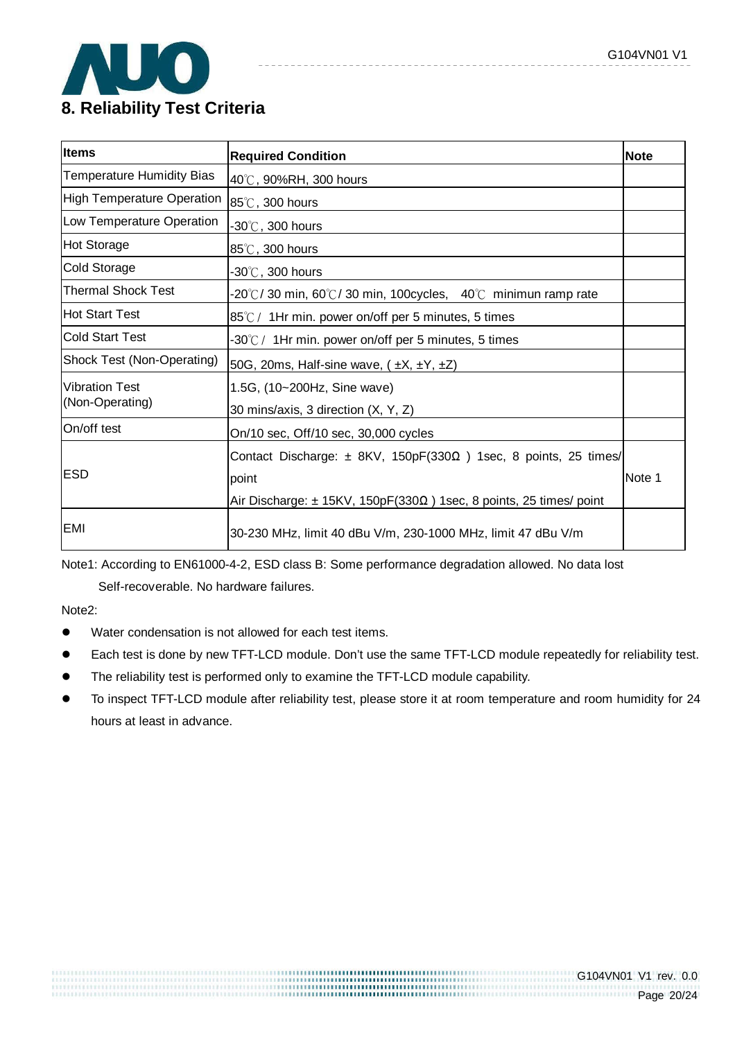# 8. Reliability Test Criteria

| Items | Required Condition | Note |
|---|---|---|
| Temperature Humidity Bias | 40℃, 90%RH, 300 hours | |
| High Temperature Operation | 85℃, 300 hours | |
| Low Temperature Operation | -30℃, 300 hours | |
| Hot Storage | 85℃, 300 hours | |
| Cold Storage | -30℃, 300 hours | |
| Thermal Shock Test | -20℃/ 30 min, 60℃/ 30 min, 100cycles, 40℃ minimun ramp rate | |
| Hot Start Test | 85℃ / 1Hr min. power on/off per 5 minutes, 5 times | |
| Cold Start Test | -30℃ / 1Hr min. power on/off per 5 minutes, 5 times | |
| Shock Test (Non-Operating) | 50G, 20ms, Half-sine wave, ( ±X, ±Y, ±Z) | |
| Vibration Test (Non-Operating) | 1.5G, (10~200Hz, Sine wave)<br>30 mins/axis, 3 direction (X, Y, Z) | |
| On/off test | On/10 sec, Off/10 sec, 30,000 cycles | |
| ESD | Contact Discharge: ± 8KV, 150pF(330Ω ) 1sec, 8 points, 25 times/ point<br>Air Discharge: ± 15KV, 150pF(330Ω ) 1sec, 8 points, 25 times/ point | Note 1 |
| EMI | 30-230 MHz, limit 40 dBu V/m, 230-1000 MHz, limit 47 dBu V/m | |

Note1: According to EN61000-4-2, ESD class B: Some performance degradation allowed. No data lost Self-recoverable. No hardware failures.

Note2:

- Water condensation is not allowed for each test items.
- Each test is done by new TFT-LCD module. Don't use the same TFT-LCD module repeatedly for reliability test.
- The reliability test is performed only to examine the TFT-LCD module capability.
- To inspect TFT-LCD module after reliability test, please store it at room temperature and room humidity for 24 hours at least in advance.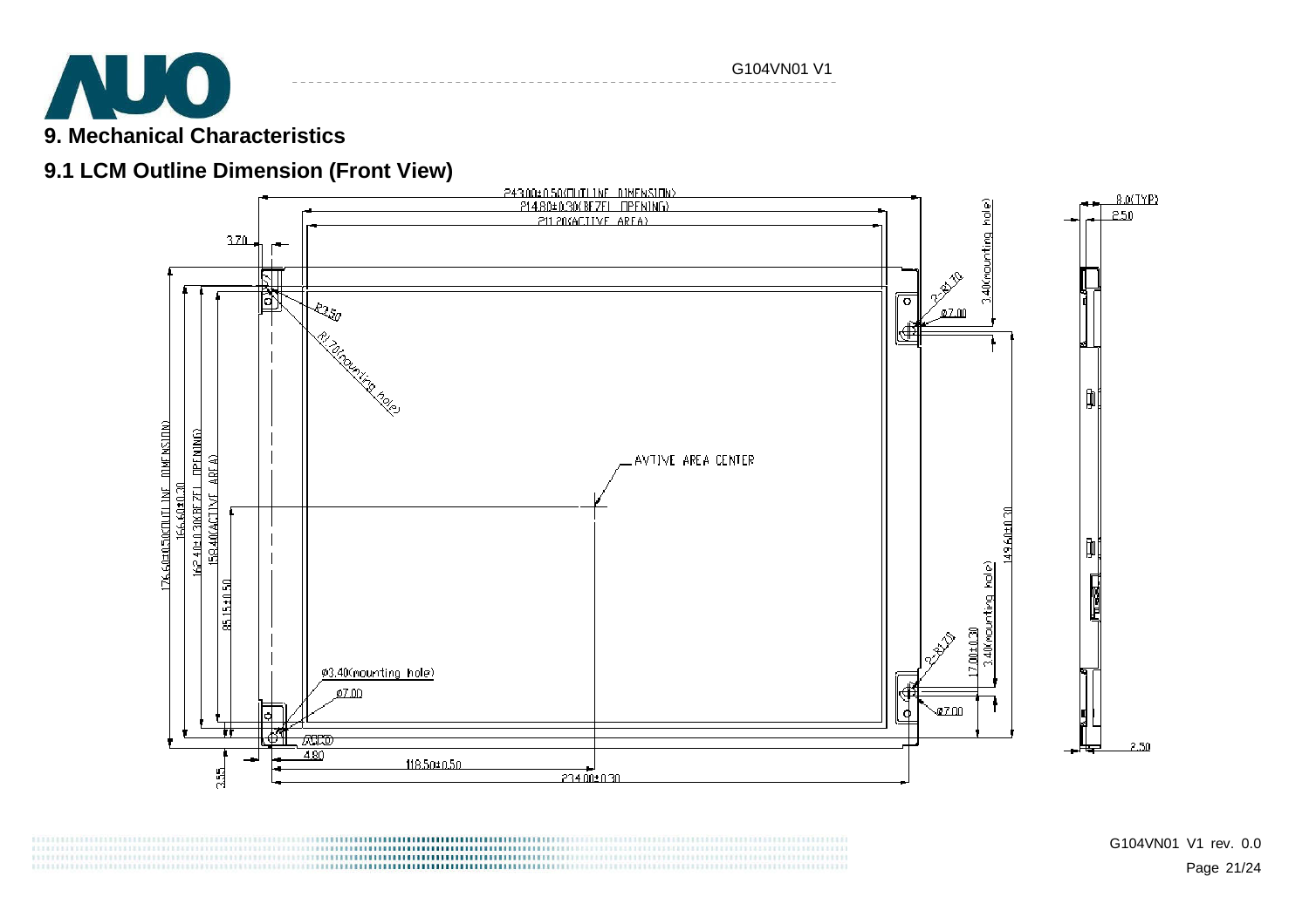## 9. Mechanical Characteristics

### 9.1 LCM Outline Dimension (Front View)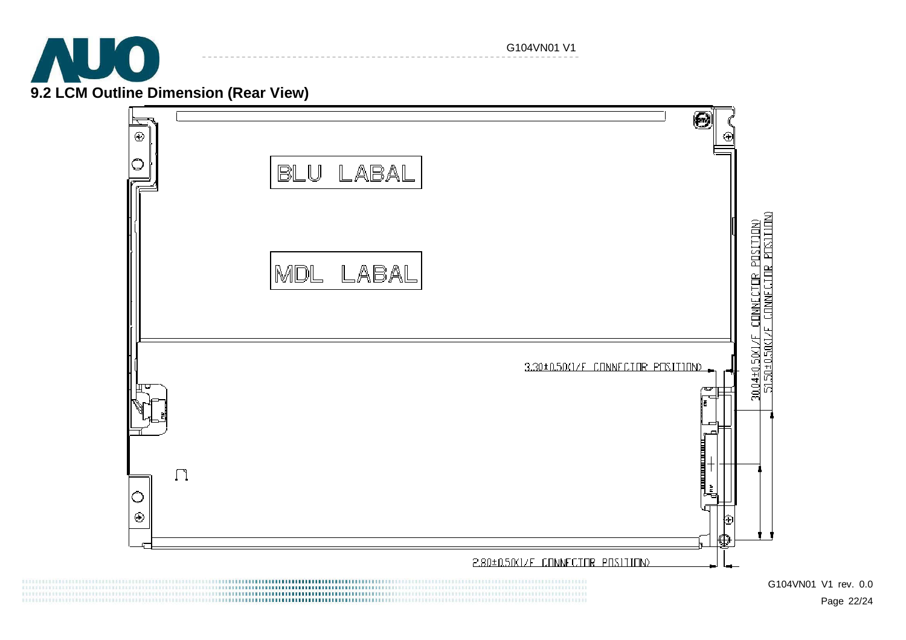## 9.2 LCM Outline Dimension (Rear View)

BLU LABAL

MDL LABAL

3.30±0.50(I/F CONNECTOR POSITION)

30.04±0.50(I/F CONNECTOR POSITION)

51.50±0.50(I/F CONNECTOR POSITION)

2.80±0.50(I/F CONNECTOR POSITION)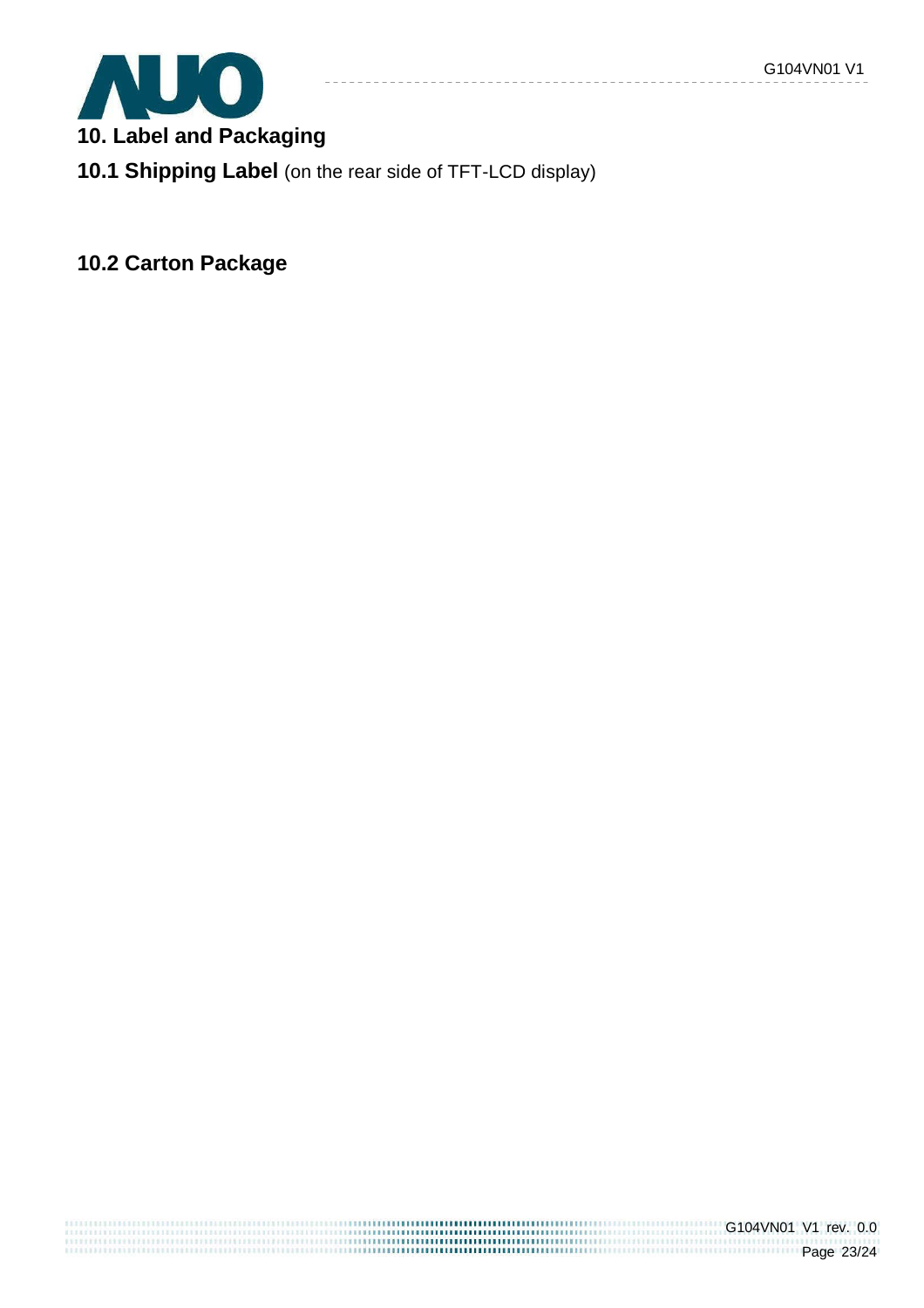## 10. Label and Packaging

### 10.1 Shipping Label (on the rear side of TFT-LCD display)

### 10.2 Carton Package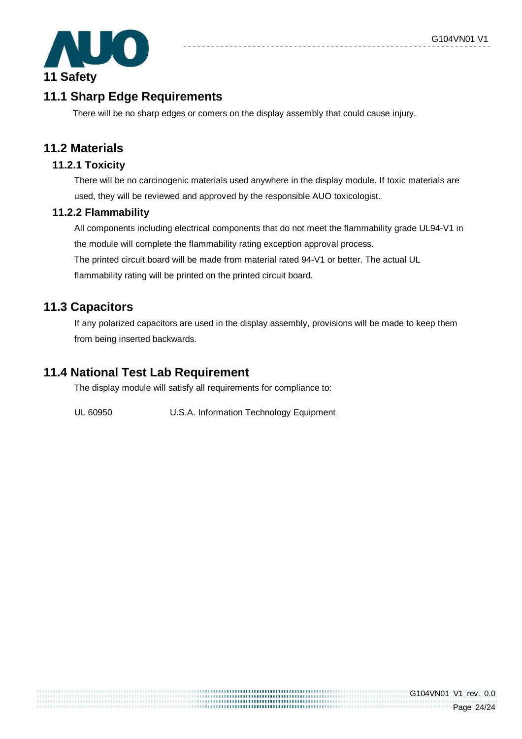# 11 Safety

## 11.1 Sharp Edge Requirements

There will be no sharp edges or comers on the display assembly that could cause injury.

## 11.2 Materials

### 11.2.1 Toxicity

There will be no carcinogenic materials used anywhere in the display module. If toxic materials are used, they will be reviewed and approved by the responsible AUO toxicologist.

### 11.2.2 Flammability

All components including electrical components that do not meet the flammability grade UL94-V1 in the module will complete the flammability rating exception approval process.

The printed circuit board will be made from material rated 94-V1 or better. The actual UL flammability rating will be printed on the printed circuit board.

## 11.3 Capacitors

If any polarized capacitors are used in the display assembly, provisions will be made to keep them from being inserted backwards.

## 11.4 National Test Lab Requirement

The display module will satisfy all requirements for compliance to:

| | |
|---|---|
| UL 60950 | U.S.A. Information Technology Equipment |